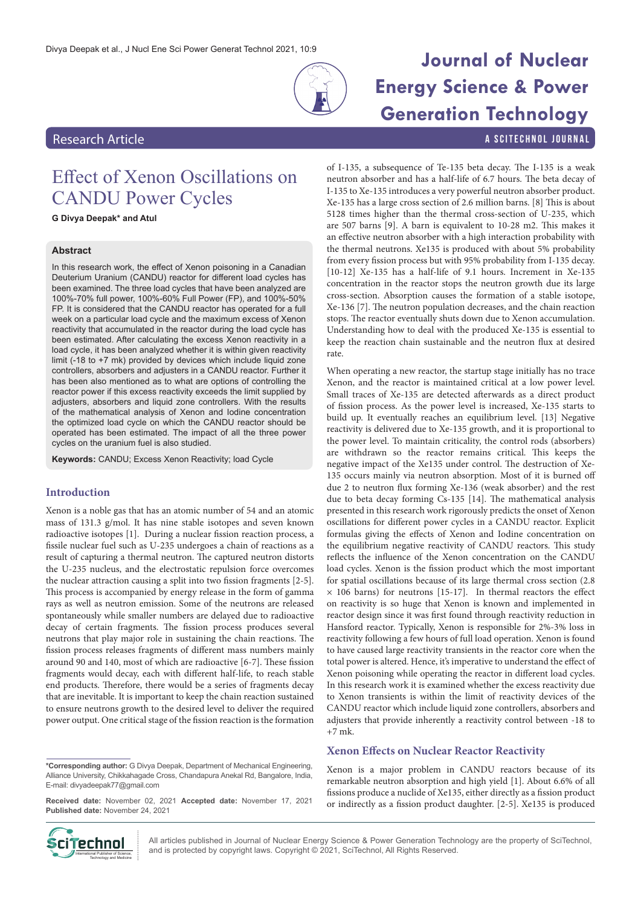# Effect of Xenon Oscillations on CANDU Power Cycles

**G Divya Deepak* and Atul**

## Abstract

In this research work, the effect of Xenon poisoning in a Canadian Deuterium Uranium (CANDU) reactor for different load cycles has been examined. The three load cycles that have been analyzed are 100%-70% full power, 100%-60% Full Power (FP), and 100%-50% FP. It is considered that the CANDU reactor has operated for a full week on a particular load cycle and the maximum excess of Xenon reactivity that accumulated in the reactor during the load cycle has been estimated. After calculating the excess Xenon reactivity in a load cycle, it has been analyzed whether it is within given reactivity limit (-18 to +7 mk) provided by devices which include liquid zone controllers, absorbers and adjusters in a CANDU reactor. Further it has been also mentioned as to what are options of controlling the reactor power if this excess reactivity exceeds the limit supplied by adjusters, absorbers and liquid zone controllers. With the results of the mathematical analysis of Xenon and Iodine concentration the optimized load cycle on which the CANDU reactor should be operated has been estimated. The impact of all the three power cycles on the uranium fuel is also studied.

**Keywords:** CANDU; Excess Xenon Reactivity; load Cycle

## Introduction

Xenon is a noble gas that has an atomic number of 54 and an atomic mass of 131.3 g/mol. It has nine stable isotopes and seven known radioactive isotopes [1]. During a nuclear fission reaction process, a fissile nuclear fuel such as U-235 undergoes a chain of reactions as a result of capturing a thermal neutron. The captured neutron distorts the U-235 nucleus, and the electrostatic repulsion force overcomes the nuclear attraction causing a split into two fission fragments [2-5]. This process is accompanied by energy release in the form of gamma rays as well as neutron emission. Some of the neutrons are released spontaneously while smaller numbers are delayed due to radioactive decay of certain fragments. The fission process produces several neutrons that play major role in sustaining the chain reactions. The fission process releases fragments of different mass numbers mainly around 90 and 140, most of which are radioactive [6-7]. These fission fragments would decay, each with different half-life, to reach stable end products. Therefore, there would be a series of fragments decay that are inevitable. It is important to keep the chain reaction sustained to ensure neutrons growth to the desired level to deliver the required power output. One critical stage of the fission reaction is the formation of I-135, a subsequence of Te-135 beta decay. The I-135 is a weak neutron absorber and has a half-life of 6.7 hours. The beta decay of I-135 to Xe-135 introduces a very powerful neutron absorber product. Xe-135 has a large cross section of 2.6 million barns. [8] This is about 5128 times higher than the thermal cross-section of U-235, which are 507 barns [9]. A barn is equivalent to 10-28 m2. This makes it an effective neutron absorber with a high interaction probability with the thermal neutrons. Xe135 is produced with about 5% probability from every fission process but with 95% probability from I-135 decay. [10-12] Xe-135 has a half-life of 9.1 hours. Increment in Xe-135 concentration in the reactor stops the neutron growth due its large cross-section. Absorption causes the formation of a stable isotope, Xe-136 [7]. The neutron population decreases, and the chain reaction stops. The reactor eventually shuts down due to Xenon accumulation. Understanding how to deal with the produced Xe-135 is essential to keep the reaction chain sustainable and the neutron flux at desired rate.

When operating a new reactor, the startup stage initially has no trace Xenon, and the reactor is maintained critical at a low power level. Small traces of Xe-135 are detected afterwards as a direct product of fission process. As the power level is increased, Xe-135 starts to build up. It eventually reaches an equilibrium level. [13] Negative reactivity is delivered due to Xe-135 growth, and it is proportional to the power level. To maintain criticality, the control rods (absorbers) are withdrawn so the reactor remains critical. This keeps the negative impact of the Xe135 under control. The destruction of Xe-135 occurs mainly via neutron absorption. Most of it is burned off due 2 to neutron flux forming Xe-136 (weak absorber) and the rest due to beta decay forming Cs-135 [14]. The mathematical analysis presented in this research work rigorously predicts the onset of Xenon oscillations for different power cycles in a CANDU reactor. Explicit formulas giving the effects of Xenon and Iodine concentration on the equilibrium negative reactivity of CANDU reactors. This study reflects the influence of the Xenon concentration on the CANDU load cycles. Xenon is the fission product which the most important for spatial oscillations because of its large thermal cross section (2.8 × 106 barns) for neutrons [15-17]. In thermal reactors the effect on reactivity is so huge that Xenon is known and implemented in reactor design since it was first found through reactivity reduction in Hansford reactor. Typically, Xenon is responsible for 2%-3% loss in reactivity following a few hours of full load operation. Xenon is found to have caused large reactivity transients in the reactor core when the total power is altered. Hence, it's imperative to understand the effect of Xenon poisoning while operating the reactor in different load cycles. In this research work it is examined whether the excess reactivity due to Xenon transients is within the limit of reactivity devices of the CANDU reactor which include liquid zone controllers, absorbers and adjusters that provide inherently a reactivity control between -18 to +7 mk.

## Xenon Effects on Nuclear Reactor Reactivity

Xenon is a major problem in CANDU reactors because of its remarkable neutron absorption and high yield [1]. About 6.6% of all fissions produce a nuclide of Xe135, either directly as a fission product or indirectly as a fission product daughter. [2-5]. Xe135 is produced

*Corresponding author: G Divya Deepak, Department of Mechanical Engineering, Alliance University, Chikkahagade Cross, Chandapura Anekal Rd, Bangalore, India, E-mail: divyadeepak77@gmail.com

**Received date:** November 02, 2021 **Accepted date:** November 17, 2021 **Published date:** November 24, 2021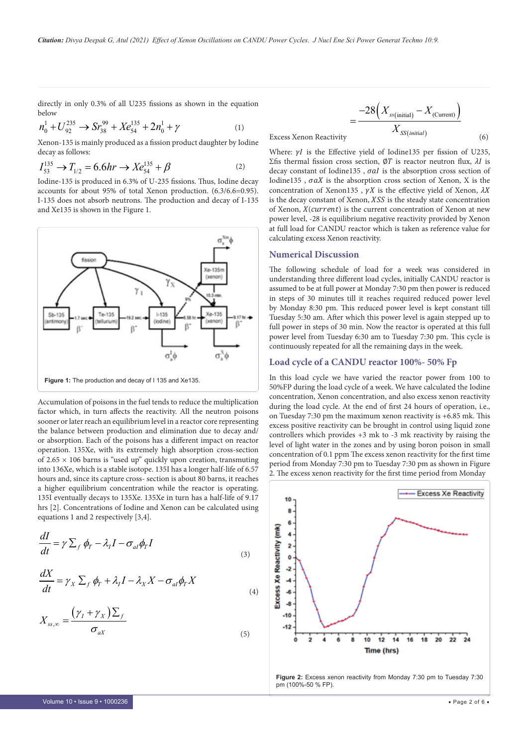directly in only 0.3% of all U235 fissions as shown in the equation below

$$n_0^1 + U_{92}^{235} \rightarrow Sr_{38}^{99} + Xe_{54}^{135} + 2n_0^1 + \gamma \tag{1}$$

Xenon-135 is mainly produced as a fission product daughter by Iodine decay as follows:

$$I_{53}^{135} \rightarrow T_{1/2} = 6.6hr \rightarrow Xe_{54}^{135} + \beta \tag{2}$$

Iodine-135 is produced in 6.3% of U-235 fissions. Thus, Iodine decay accounts for about 95% of total Xenon production. (6.3/6.6=0.95). I-135 does not absorb neutrons. The production and decay of I-135 and Xe135 is shown in the Figure 1.

**Figure 1:** The production and decay of I 135 and Xe135.

Accumulation of poisons in the fuel tends to reduce the multiplication factor which, in turn affects the reactivity. All the neutron poisons sooner or later reach an equilibrium level in a reactor core representing the balance between production and elimination due to decay and/or absorption. Each of the poisons has a different impact on reactor operation. 135Xe, with its extremely high absorption cross-section of 2.65 × 106 barns is "used up" quickly upon creation, transmuting into 136Xe, which is a stable isotope. 135I has a longer half-life of 6.57 hours and, since its capture cross- section is about 80 barns, it reaches a higher equilibrium concentration while the reactor is operating. 135I eventually decays to 135Xe. 135Xe in turn has a half-life of 9.17 hrs [2]. Concentrations of Iodine and Xenon can be calculated using equations 1 and 2 respectively [3,4].

$$\frac{dI}{dt} = \gamma \sum_f \phi_T - \lambda_I I - \sigma_{aI} \phi_T I \tag{3}$$

$$\frac{dX}{dt} = \gamma_X \sum_f \phi_T + \lambda_I I - \lambda_X X - \sigma_{aI} \phi_T X \tag{4}$$

$$X_{ss,\infty} = \frac{(\gamma_I + \gamma_X) \sum_f}{\sigma_{aX}} \tag{5}$$

$$\text{Excess Xenon Reactivity} = \frac{-28\left(X_{ss(\text{initial})} - X_{(\text{Current})}\right)}{X_{SS(initial)}} \tag{6}$$

Where: $\gamma I$ is the Effective yield of Iodine135 per fission of U235, $\Sigma$fis thermal fission cross section, $\emptyset T$ is reactor neutron flux, $\lambda I$ is decay constant of Iodine135 , $\sigma aI$ is the absorption cross section of Iodine135 , $\sigma aX$ is the absorption cross section of Xenon, X is the concentration of Xenon135 , $\gamma X$ is the effective yield of Xenon, $\lambda X$ is the decay constant of Xenon, $XSS$ is the steady state concentration of Xenon, $X(current)$ is the current concentration of Xenon at new power level, -28 is equilibrium negative reactivity provided by Xenon at full load for CANDU reactor which is taken as reference value for calculating excess Xenon reactivity.

## Numerical Discussion

The following schedule of load for a week was considered in understanding three different load cycles, initially CANDU reactor is assumed to be at full power at Monday 7:30 pm then power is reduced in steps of 30 minutes till it reaches required reduced power level by Monday 8:30 pm. This reduced power level is kept constant till Tuesday 5:30 am. After which this power level is again stepped up to full power in steps of 30 min. Now the reactor is operated at this full power level from Tuesday 6:30 am to Tuesday 7:30 pm. This cycle is continuously repeated for all the remaining days in the week.

## Load cycle of a CANDU reactor 100%- 50% Fp

In this load cycle we have varied the reactor power from 100 to 50%FP during the load cycle of a week. We have calculated the Iodine concentration, Xenon concentration, and also excess xenon reactivity during the load cycle. At the end of first 24 hours of operation, i.e., on Tuesday 7:30 pm the maximum xenon reactivity is +6.85 mk. This excess positive reactivity can be brought in control using liquid zone controllers which provides +3 mk to -3 mk reactivity by raising the level of light water in the zones and by using boron poison in small concentration of 0.1 ppm The excess xenon reactivity for the first time period from Monday 7:30 pm to Tuesday 7:30 pm as shown in Figure 2. The excess xenon reactivity for the first time period from Monday

**Figure 2:** Excess xenon reactivity from Monday 7:30 pm to Tuesday 7:30 pm (100%-50 % FP).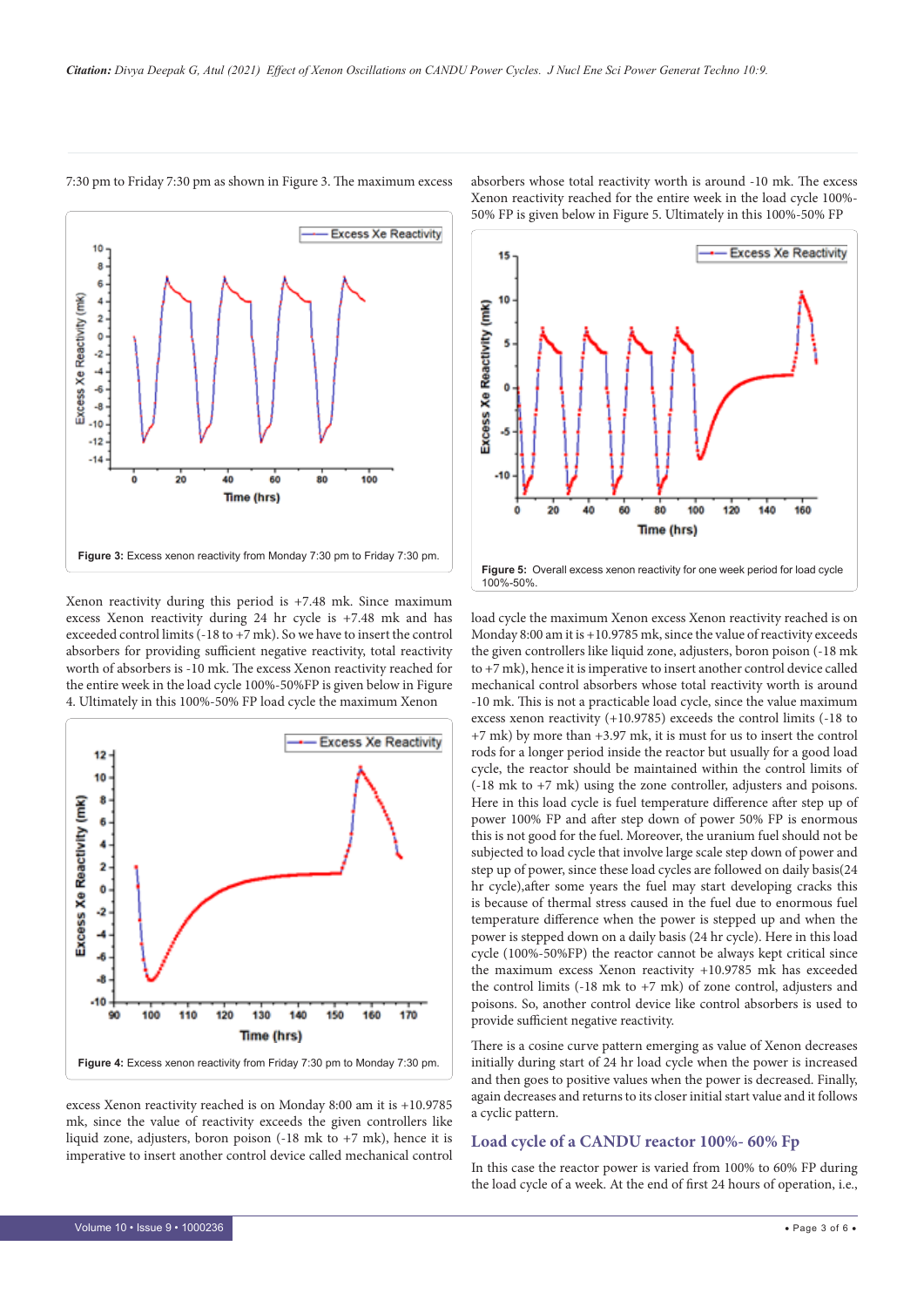7:30 pm to Friday 7:30 pm as shown in Figure 3. The maximum excess

**Figure 3:** Excess xenon reactivity from Monday 7:30 pm to Friday 7:30 pm.

Xenon reactivity during this period is +7.48 mk. Since maximum excess Xenon reactivity during 24 hr cycle is +7.48 mk and has exceeded control limits (-18 to +7 mk). So we have to insert the control absorbers for providing sufficient negative reactivity, total reactivity worth of absorbers is -10 mk. The excess Xenon reactivity reached for the entire week in the load cycle 100%-50%FP is given below in Figure 4. Ultimately in this 100%-50% FP load cycle the maximum Xenon

**Figure 4:** Excess xenon reactivity from Friday 7:30 pm to Monday 7:30 pm.

excess Xenon reactivity reached is on Monday 8:00 am it is +10.9785 mk, since the value of reactivity exceeds the given controllers like liquid zone, adjusters, boron poison (-18 mk to +7 mk), hence it is imperative to insert another control device called mechanical control absorbers whose total reactivity worth is around -10 mk. The excess Xenon reactivity reached for the entire week in the load cycle 100%-50% FP is given below in Figure 5. Ultimately in this 100%-50% FP

**Figure 5:** Overall excess xenon reactivity for one week period for load cycle 100%-50%.

load cycle the maximum Xenon excess Xenon reactivity reached is on Monday 8:00 am it is +10.9785 mk, since the value of reactivity exceeds the given controllers like liquid zone, adjusters, boron poison (-18 mk to +7 mk), hence it is imperative to insert another control device called mechanical control absorbers whose total reactivity worth is around -10 mk. This is not a practicable load cycle, since the value maximum excess xenon reactivity (+10.9785) exceeds the control limits (-18 to +7 mk) by more than +3.97 mk, it is must for us to insert the control rods for a longer period inside the reactor but usually for a good load cycle, the reactor should be maintained within the control limits of (-18 mk to +7 mk) using the zone controller, adjusters and poisons. Here in this load cycle is fuel temperature difference after step up of power 100% FP and after step down of power 50% FP is enormous this is not good for the fuel. Moreover, the uranium fuel should not be subjected to load cycle that involve large scale step down of power and step up of power, since these load cycles are followed on daily basis(24 hr cycle),after some years the fuel may start developing cracks this is because of thermal stress caused in the fuel due to enormous fuel temperature difference when the power is stepped up and when the power is stepped down on a daily basis (24 hr cycle). Here in this load cycle (100%-50%FP) the reactor cannot be always kept critical since the maximum excess Xenon reactivity +10.9785 mk has exceeded the control limits (-18 mk to +7 mk) of zone control, adjusters and poisons. So, another control device like control absorbers is used to provide sufficient negative reactivity.

There is a cosine curve pattern emerging as value of Xenon decreases initially during start of 24 hr load cycle when the power is increased and then goes to positive values when the power is decreased. Finally, again decreases and returns to its closer initial start value and it follows a cyclic pattern.

## Load cycle of a CANDU reactor 100%- 60% Fp

In this case the reactor power is varied from 100% to 60% FP during the load cycle of a week. At the end of first 24 hours of operation, i.e.,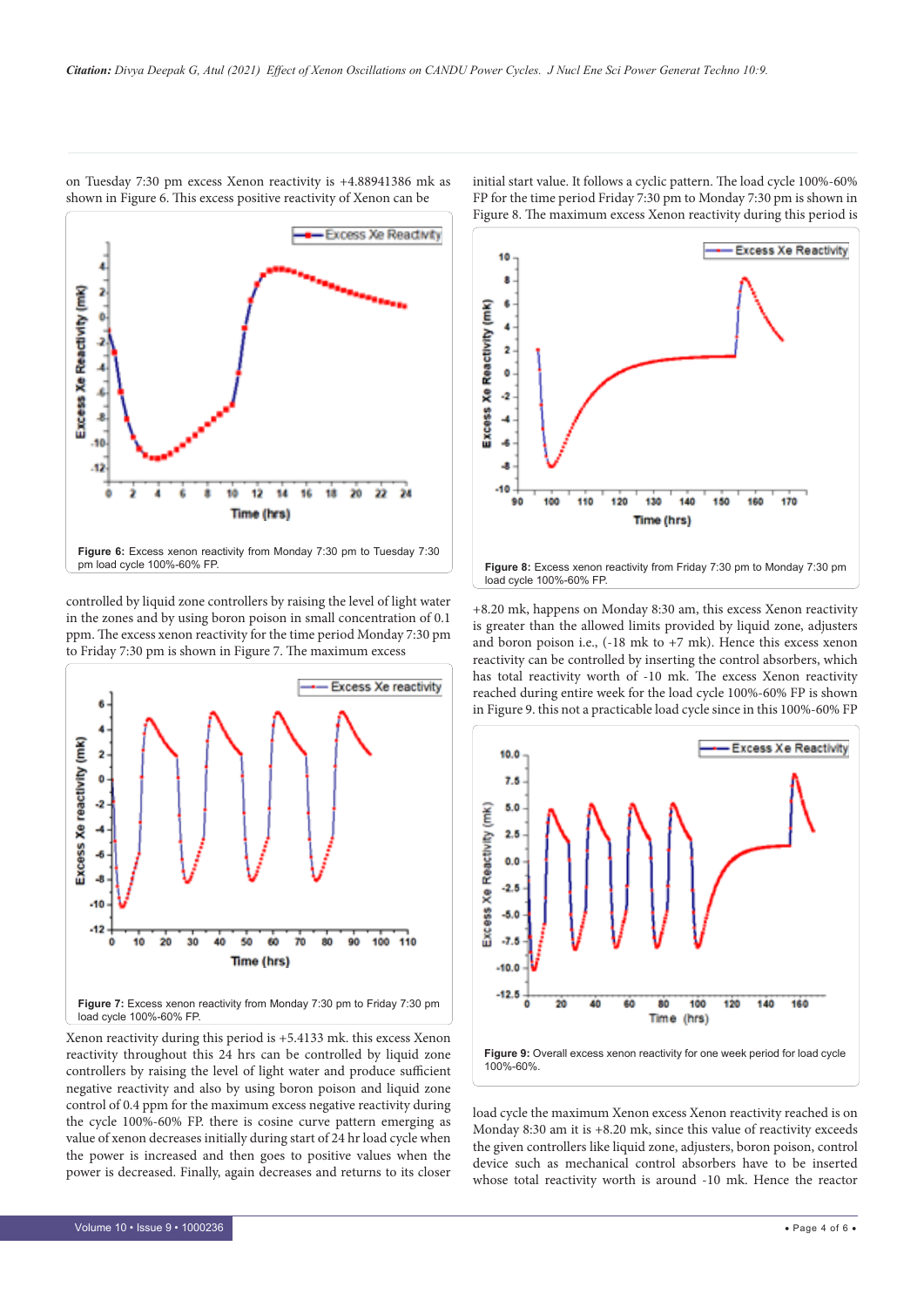on Tuesday 7:30 pm excess Xenon reactivity is +4.88941386 mk as shown in Figure 6. This excess positive reactivity of Xenon can be controlled by liquid zone controllers by raising the level of light water in the zones and by using boron poison in small concentration of 0.1 ppm. The excess xenon reactivity for the time period Monday 7:30 pm to Friday 7:30 pm is shown in Figure 7. The maximum excess Xenon reactivity during this period is +5.4133 mk. this excess Xenon reactivity throughout this 24 hrs can be controlled by liquid zone controllers by raising the level of light water and produce sufficient negative reactivity and also by using boron poison and liquid zone control of 0.4 ppm for the maximum excess negative reactivity during the cycle 100%-60% FP. there is cosine curve pattern emerging as value of xenon decreases initially during start of 24 hr load cycle when the power is increased and then goes to positive values when the power is decreased. Finally, again decreases and returns to its closer initial start value. It follows a cyclic pattern. The load cycle 100%-60% FP for the time period Friday 7:30 pm to Monday 7:30 pm is shown in Figure 8. The maximum excess Xenon reactivity during this period is +8.20 mk, happens on Monday 8:30 am, this excess Xenon reactivity is greater than the allowed limits provided by liquid zone, adjusters and boron poison i.e., (-18 mk to +7 mk). Hence this excess xenon reactivity can be controlled by inserting the control absorbers, which has total reactivity worth of -10 mk. The excess Xenon reactivity reached during entire week for the load cycle 100%-60% FP is shown in Figure 9. this not a practicable load cycle since in this 100%-60% FP load cycle the maximum Xenon excess Xenon reactivity reached is on Monday 8:30 am it is +8.20 mk, since this value of reactivity exceeds the given controllers like liquid zone, adjusters, boron poison, control device such as mechanical control absorbers have to be inserted whose total reactivity worth is around -10 mk. Hence the reactor

**Figure 6:** Excess xenon reactivity from Monday 7:30 pm to Tuesday 7:30 pm load cycle 100%-60% FP.

**Figure 7:** Excess xenon reactivity from Monday 7:30 pm to Friday 7:30 pm load cycle 100%-60% FP.

**Figure 8:** Excess xenon reactivity from Friday 7:30 pm to Monday 7:30 pm load cycle 100%-60% FP.

**Figure 9:** Overall excess xenon reactivity for one week period for load cycle 100%-60%.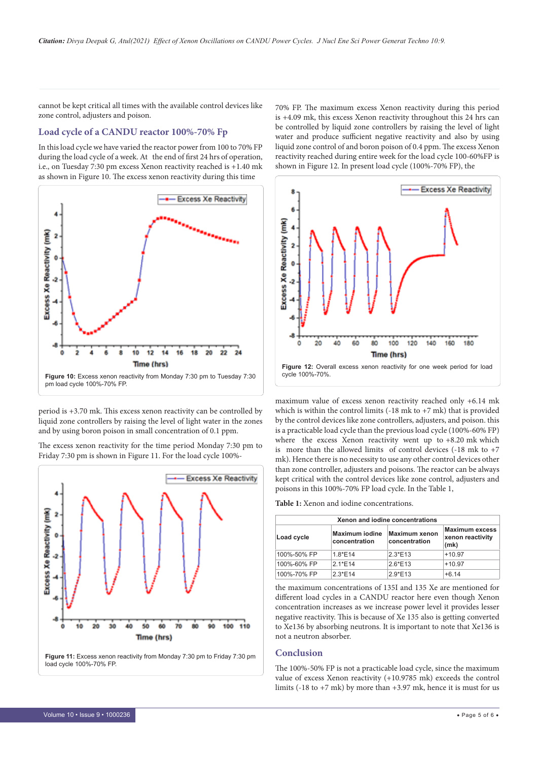cannot be kept critical all times with the available control devices like zone control, adjusters and poison.

## Load cycle of a CANDU reactor 100%-70% Fp

In this load cycle we have varied the reactor power from 100 to 70% FP during the load cycle of a week. At the end of first 24 hrs of operation, i.e., on Tuesday 7:30 pm excess Xenon reactivity reached is +1.40 mk as shown in Figure 10. The excess xenon reactivity during this time period is +3.70 mk. This excess xenon reactivity can be controlled by liquid zone controllers by raising the level of light water in the zones and by using boron poison in small concentration of 0.1 ppm.

**Figure 10:** Excess xenon reactivity from Monday 7:30 pm to Tuesday 7:30 pm load cycle 100%-70% FP.

The excess xenon reactivity for the time period Monday 7:30 pm to Friday 7:30 pm is shown in Figure 11. For the load cycle 100%-70% FP. The maximum excess Xenon reactivity during this period is +4.09 mk, this excess Xenon reactivity throughout this 24 hrs can be controlled by liquid zone controllers by raising the level of light water and produce sufficient negative reactivity and also by using liquid zone control of and boron poison of 0.4 ppm. The excess Xenon reactivity reached during entire week for the load cycle 100-60%FP is shown in Figure 12. In present load cycle (100%-70% FP), the maximum value of excess xenon reactivity reached only +6.14 mk which is within the control limits (-18 mk to +7 mk) that is provided by the control devices like zone controllers, adjusters, and poison. this is a practicable load cycle than the previous load cycle (100%-60% FP) where the excess Xenon reactivity went up to +8.20 mk which is more than the allowed limits of control devices (-18 mk to +7 mk). Hence there is no necessity to use any other control devices other than zone controller, adjusters and poisons. The reactor can be always kept critical with the control devices like zone control, adjusters and poisons in this 100%-70% FP load cycle. In the Table 1,

**Figure 11:** Excess xenon reactivity from Monday 7:30 pm to Friday 7:30 pm load cycle 100%-70% FP.

**Figure 12:** Overall excess xenon reactivity for one week period for load cycle 100%-70%.

**Table 1:** Xenon and iodine concentrations.

| Xenon and iodine concentrations | | | |
|---|---|---|---|
| Load cycle | Maximum iodine concentration | Maximum xenon concentration | Maximum excess xenon reactivity (mk) |
| 100%-50% FP | 1.8*E14 | 2.3*E13 | +10.97 |
| 100%-60% FP | 2.1*E14 | 2.6*E13 | +10.97 |
| 100%-70% FP | 2.3*E14 | 2.9*E13 | +6.14 |

the maximum concentrations of 135I and 135 Xe are mentioned for different load cycles in a CANDU reactor here even though Xenon concentration increases as we increase power level it provides lesser negative reactivity. This is because of Xe 135 also is getting converted to Xe136 by absorbing neutrons. It is important to note that Xe136 is not a neutron absorber.

## Conclusion

The 100%-50% FP is not a practicable load cycle, since the maximum value of excess Xenon reactivity (+10.9785 mk) exceeds the control limits (-18 to +7 mk) by more than +3.97 mk, hence it is must for us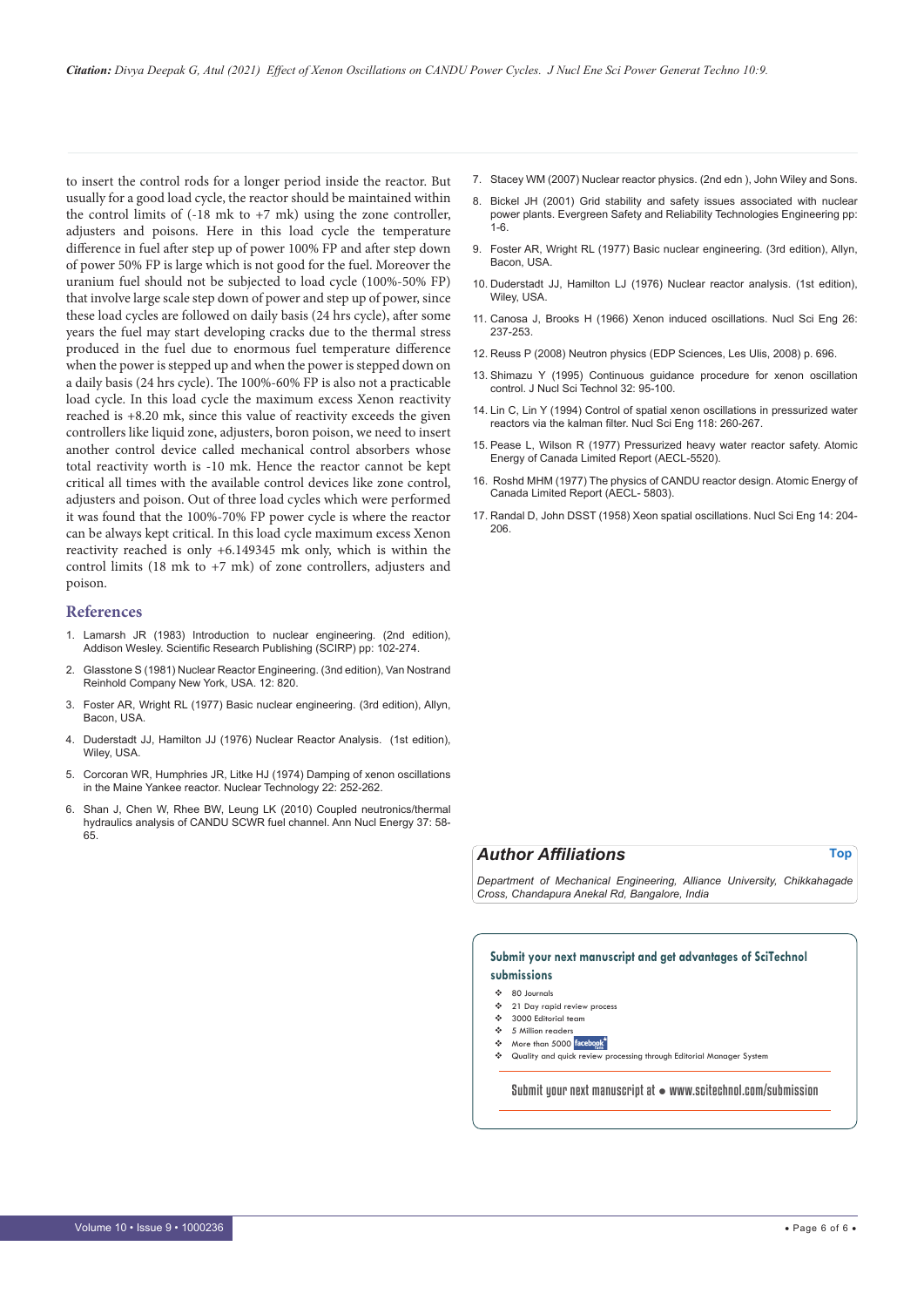to insert the control rods for a longer period inside the reactor. But usually for a good load cycle, the reactor should be maintained within the control limits of (-18 mk to +7 mk) using the zone controller, adjusters and poisons. Here in this load cycle the temperature difference in fuel after step up of power 100% FP and after step down of power 50% FP is large which is not good for the fuel. Moreover the uranium fuel should not be subjected to load cycle (100%-50% FP) that involve large scale step down of power and step up of power, since these load cycles are followed on daily basis (24 hrs cycle), after some years the fuel may start developing cracks due to the thermal stress produced in the fuel due to enormous fuel temperature difference when the power is stepped up and when the power is stepped down on a daily basis (24 hrs cycle). The 100%-60% FP is also not a practicable load cycle. In this load cycle the maximum excess Xenon reactivity reached is +8.20 mk, since this value of reactivity exceeds the given controllers like liquid zone, adjusters, boron poison, we need to insert another control device called mechanical control absorbers whose total reactivity worth is -10 mk. Hence the reactor cannot be kept critical all times with the available control devices like zone control, adjusters and poison. Out of three load cycles which were performed it was found that the 100%-70% FP power cycle is where the reactor can be always kept critical. In this load cycle maximum excess Xenon reactivity reached is only +6.149345 mk only, which is within the control limits (18 mk to +7 mk) of zone controllers, adjusters and poison.

## References

1. Lamarsh JR (1983) Introduction to nuclear engineering. (2nd edition), Addison Wesley. Scientific Research Publishing (SCIRP) pp: 102-274.
2. Glasstone S (1981) Nuclear Reactor Engineering. (3nd edition), Van Nostrand Reinhold Company New York, USA. 12: 820.
3. Foster AR, Wright RL (1977) Basic nuclear engineering. (3rd edition), Allyn, Bacon, USA.
4. Duderstadt JJ, Hamilton JJ (1976) Nuclear Reactor Analysis. (1st edition), Wiley, USA.
5. Corcoran WR, Humphries JR, Litke HJ (1974) Damping of xenon oscillations in the Maine Yankee reactor. Nuclear Technology 22: 252-262.
6. Shan J, Chen W, Rhee BW, Leung LK (2010) Coupled neutronics/thermal hydraulics analysis of CANDU SCWR fuel channel. Ann Nucl Energy 37: 58-65.
7. Stacey WM (2007) Nuclear reactor physics. (2nd edn ), John Wiley and Sons.
8. Bickel JH (2001) Grid stability and safety issues associated with nuclear power plants. Evergreen Safety and Reliability Technologies Engineering pp: 1-6.
9. Foster AR, Wright RL (1977) Basic nuclear engineering. (3rd edition), Allyn, Bacon, USA.
10. Duderstadt JJ, Hamilton LJ (1976) Nuclear reactor analysis. (1st edition), Wiley, USA.
11. Canosa J, Brooks H (1966) Xenon induced oscillations. Nucl Sci Eng 26: 237-253.
12. Reuss P (2008) Neutron physics (EDP Sciences, Les Ulis, 2008) p. 696.
13. Shimazu Y (1995) Continuous guidance procedure for xenon oscillation control. J Nucl Sci Technol 32: 95-100.
14. Lin C, Lin Y (1994) Control of spatial xenon oscillations in pressurized water reactors via the kalman filter. Nucl Sci Eng 118: 260-267.
15. Pease L, Wilson R (1977) Pressurized heavy water reactor safety. Atomic Energy of Canada Limited Report (AECL-5520).
16. Roshd MHM (1977) The physics of CANDU reactor design. Atomic Energy of Canada Limited Report (AECL- 5803).
17. Randal D, John DSST (1958) Xeon spatial oscillations. Nucl Sci Eng 14: 204-206.

## Author Affiliations

Department of Mechanical Engineering, Alliance University, Chikkahagade Cross, Chandapura Anekal Rd, Bangalore, India